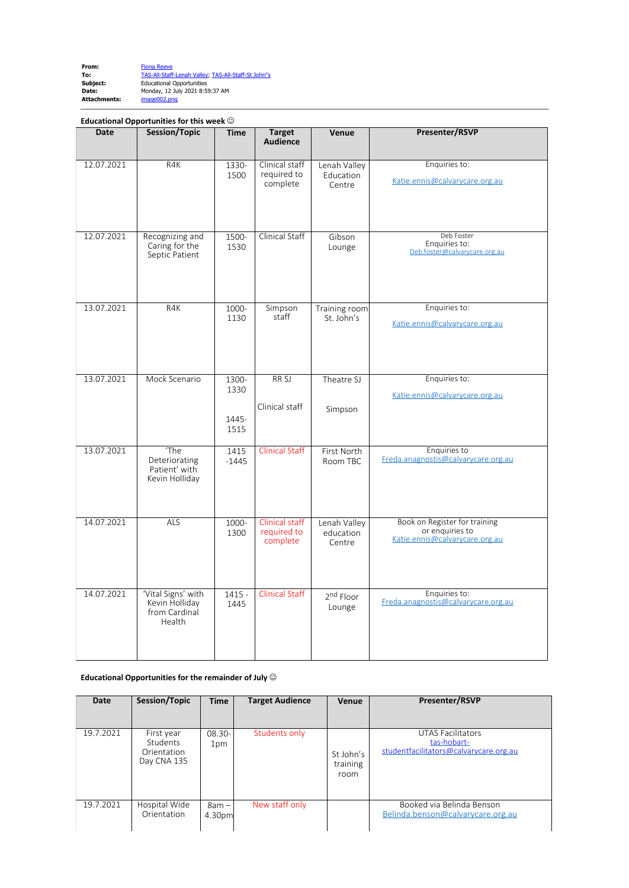**From:** Fiona Reeve
**To:** TAS-All-Staff-Lenah Valley; TAS-All-Staff-St John"s
**Subject:** Educational Opportunities
**Date:** Monday, 12 July 2021 8:59:37 AM
**Attachments:** image002.png

**Educational Opportunities for this week ☺**

| Date | Session/Topic | Time | Target Audience | Venue | Presenter/RSVP |
|---|---|---|---|---|---|
| 12.07.2021 | R4K | 1330-1500 | Clinical staff required to complete | Lenah Valley Education Centre | Enquiries to: Katie.ennis@calvarycare.org.au |
| 12.07.2021 | Recognizing and Caring for the Septic Patient | 1500-1530 | Clinical Staff | Gibson Lounge | Deb Foster Enquiries to: Deb.foster@calvarycare.org.au |
| 13.07.2021 | R4K | 1000-1130 | Simpson staff | Training room St. John's | Enquiries to: Katie.ennis@calvarycare.org.au |
| 13.07.2021 | Mock Scenario | 1300-1330<br>1445-1515 | RR SJ<br>Clinical staff | Theatre SJ<br>Simpson | Enquiries to: Katie.ennis@calvarycare.org.au |
| 13.07.2021 | 'The Deteriorating Patient' with Kevin Holliday | 1415 -1445 | Clinical Staff | First North Room TBC | Enquiries to Freda.anagnostis@calvarycare.org.au |
| 14.07.2021 | ALS | 1000-1300 | Clinical staff required to complete | Lenah Valley education Centre | Book on Register for training or enquiries to Katie.ennis@calvarycare.org.au |
| 14.07.2021 | 'Vital Signs' with Kevin Holliday from Cardinal Health | 1415 - 1445 | Clinical Staff | 2nd Floor Lounge | Enquiries to: Freda.anagnostis@calvarycare.org.au |

**Educational Opportunities for the remainder of July ☺**

| Date | Session/Topic | Time | Target Audience | Venue | Presenter/RSVP |
|---|---|---|---|---|---|
| 19.7.2021 | First year Students Orientation Day CNA 135 | 08.30-1pm | Students only | St John's training room | UTAS Facilitators tas-hobart-studentfacilitators@calvarycare.org.au |
| 19.7.2021 | Hospital Wide Orientation | 8am – 4.30pm | New staff only | | Booked via Belinda Benson Belinda.benson@calvarycare.org.au |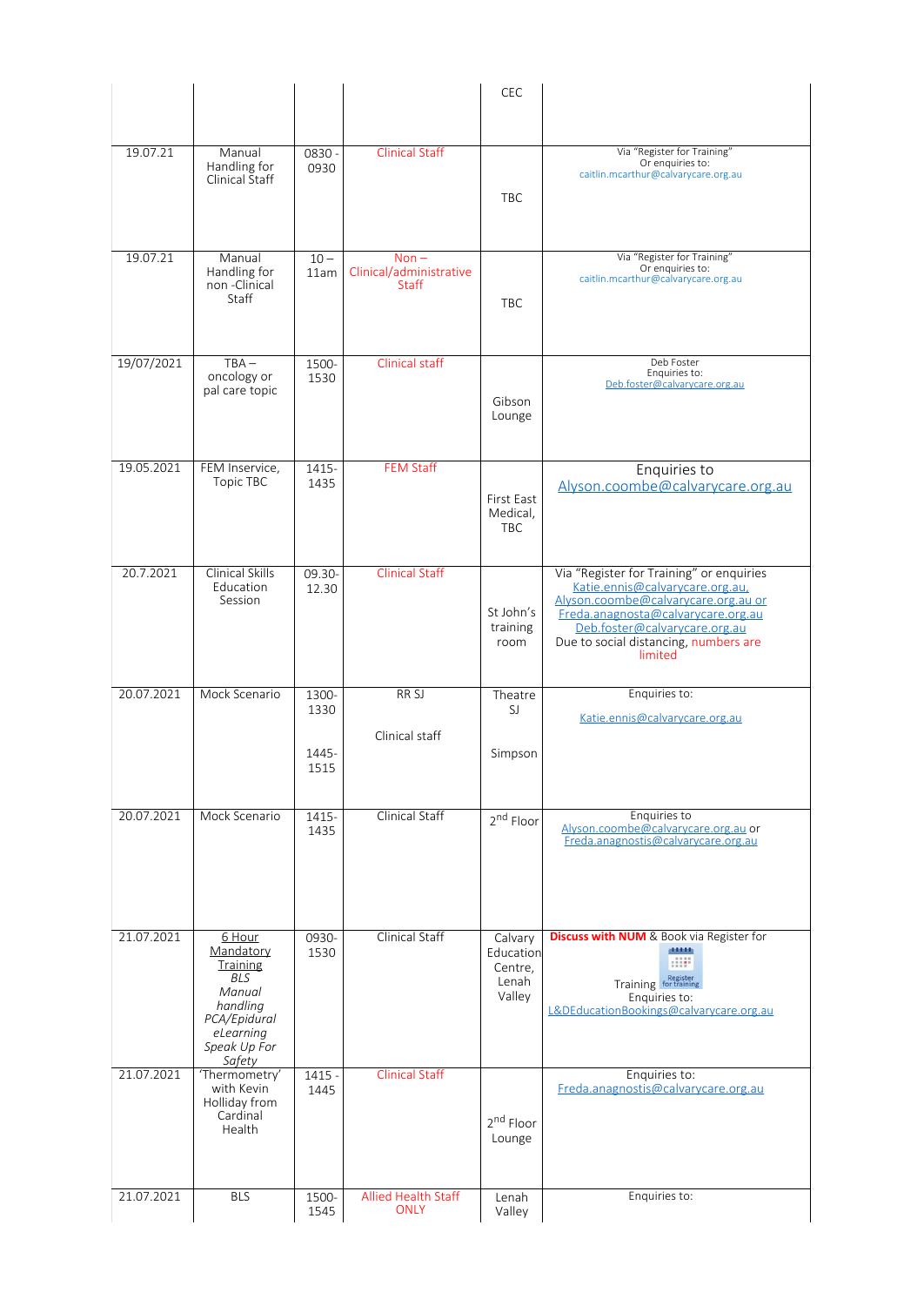| | | | | | |
|---|---|---|---|---|---|
| | | | | CEC | |
| 19.07.21 | Manual Handling for Clinical Staff | 0830 - 0930 | Clinical Staff | TBC | Via "Register for Training" Or enquiries to: caitlin.mcarthur@calvarycare.org.au |
| 19.07.21 | Manual Handling for non -Clinical Staff | 10 – 11am | Non – Clinical/administrative Staff | TBC | Via "Register for Training" Or enquiries to: caitlin.mcarthur@calvarycare.org.au |
| 19/07/2021 | TBA – oncology or pal care topic | 1500-1530 | Clinical staff | Gibson Lounge | Deb Foster Enquiries to: Deb.foster@calvarycare.org.au |
| 19.05.2021 | FEM Inservice, Topic TBC | 1415-1435 | FEM Staff | First East Medical, TBC | Enquiries to Alyson.coombe@calvarycare.org.au |
| 20.7.2021 | Clinical Skills Education Session | 09.30-12.30 | Clinical Staff | St John's training room | Via "Register for Training" or enquiries Katie.ennis@calvarycare.org.au, Alyson.coombe@calvarycare.org.au or Freda.anagnosta@calvarycare.org.au Deb.foster@calvarycare.org.au Due to social distancing, numbers are limited |
| 20.07.2021 | Mock Scenario | 1300-1330<br>1445-1515 | RR SJ<br>Clinical staff | Theatre SJ<br>Simpson | Enquiries to: Katie.ennis@calvarycare.org.au |
| 20.07.2021 | Mock Scenario | 1415-1435 | Clinical Staff | 2nd Floor | Enquiries to Alyson.coombe@calvarycare.org.au or Freda.anagnostis@calvarycare.org.au |
| 21.07.2021 | 6 Hour Mandatory Training *BLS* *Manual handling* *PCA/Epidural* *eLearning* *Speak Up For Safety* | 0930-1530 | Clinical Staff | Calvary Education Centre, Lenah Valley | **Discuss with NUM** & Book via Register for Training Enquiries to: L&DEducationBookings@calvarycare.org.au |
| 21.07.2021 | 'Thermometry' with Kevin Holliday from Cardinal Health | 1415 - 1445 | Clinical Staff | 2nd Floor Lounge | Enquiries to: Freda.anagnostis@calvarycare.org.au |
| 21.07.2021 | BLS | 1500-1545 | Allied Health Staff ONLY | Lenah Valley | Enquiries to: |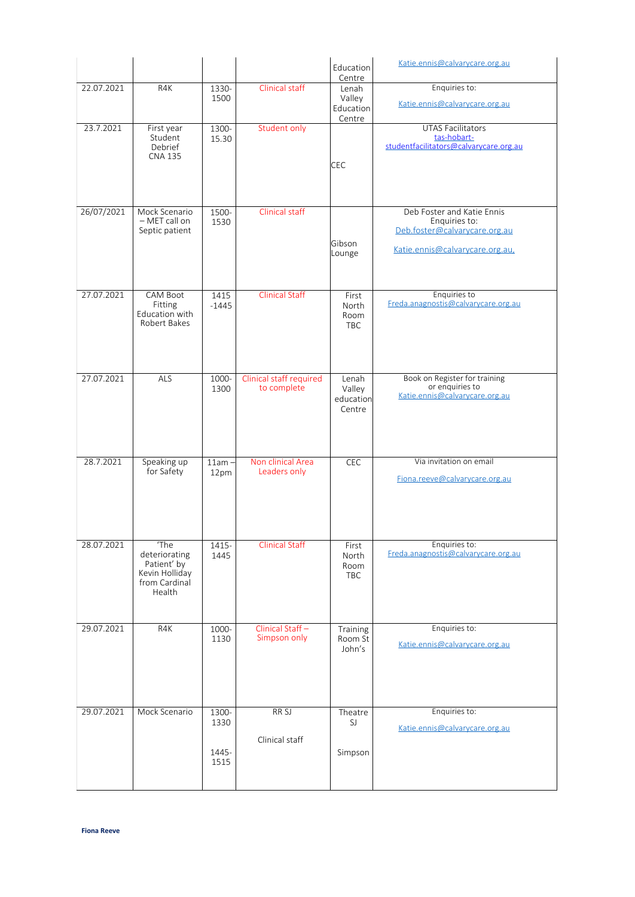| | | | | Education Centre | Katie.ennis@calvarycare.org.au |
|---|---|---|---|---|---|
| 22.07.2021 | R4K | 1330-1500 | Clinical staff | Lenah Valley Education Centre | Enquiries to: Katie.ennis@calvarycare.org.au |
| 23.7.2021 | First year Student Debrief CNA 135 | 1300-15.30 | Student only | CEC | UTAS Facilitators tas-hobart-studentfacilitators@calvarycare.org.au |
| 26/07/2021 | Mock Scenario – MET call on Septic patient | 1500-1530 | Clinical staff | Gibson Lounge | Deb Foster and Katie Ennis Enquiries to: Deb.foster@calvarycare.org.au Katie.ennis@calvarycare.org.au. |
| 27.07.2021 | CAM Boot Fitting Education with Robert Bakes | 1415 -1445 | Clinical Staff | First North Room TBC | Enquiries to Freda.anagnostis@calvarycare.org.au |
| 27.07.2021 | ALS | 1000-1300 | Clinical staff required to complete | Lenah Valley education Centre | Book on Register for training or enquiries to Katie.ennis@calvarycare.org.au |
| 28.7.2021 | Speaking up for Safety | 11am – 12pm | Non clinical Area Leaders only | CEC | Via invitation on email Fiona.reeve@calvarycare.org.au |
| 28.07.2021 | 'The deteriorating Patient' by Kevin Holliday from Cardinal Health | 1415-1445 | Clinical Staff | First North Room TBC | Enquiries to: Freda.anagnostis@calvarycare.org.au |
| 29.07.2021 | R4K | 1000-1130 | Clinical Staff – Simpson only | Training Room St John's | Enquiries to: Katie.ennis@calvarycare.org.au |
| 29.07.2021 | Mock Scenario | 1300-1330<br>1445-1515 | RR SJ<br>Clinical staff | Theatre SJ<br>Simpson | Enquiries to: Katie.ennis@calvarycare.org.au |

**Fiona Reeve**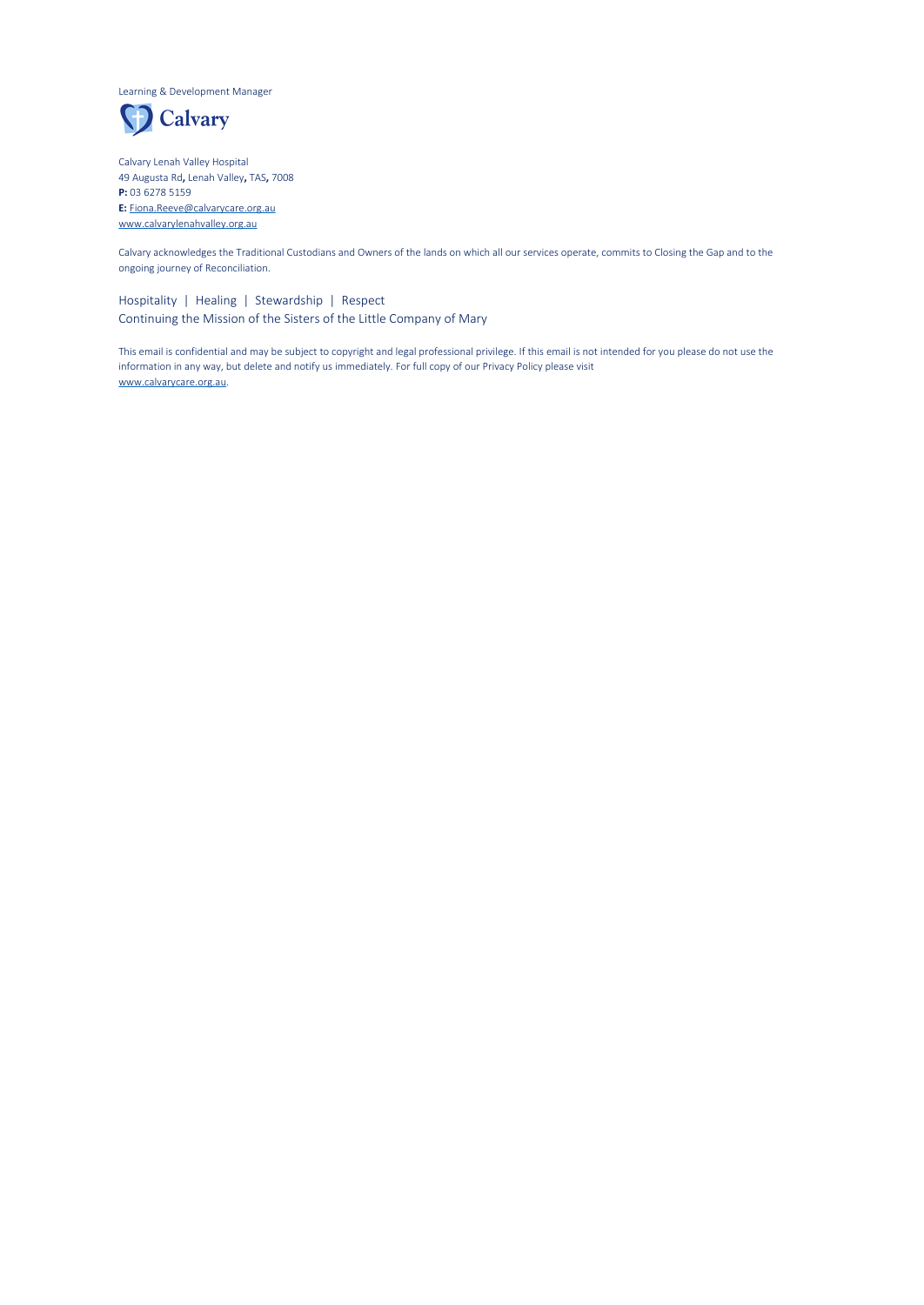Learning & Development Manager

Calvary

Calvary Lenah Valley Hospital
49 Augusta Rd, Lenah Valley, TAS, 7008
**P:** 03 6278 5159
**E:** Fiona.Reeve@calvarycare.org.au
www.calvarylenahvalley.org.au

Calvary acknowledges the Traditional Custodians and Owners of the lands on which all our services operate, commits to Closing the Gap and to the ongoing journey of Reconciliation.

Hospitality | Healing | Stewardship | Respect
Continuing the Mission of the Sisters of the Little Company of Mary

This email is confidential and may be subject to copyright and legal professional privilege. If this email is not intended for you please do not use the information in any way, but delete and notify us immediately. For full copy of our Privacy Policy please visit www.calvarycare.org.au.